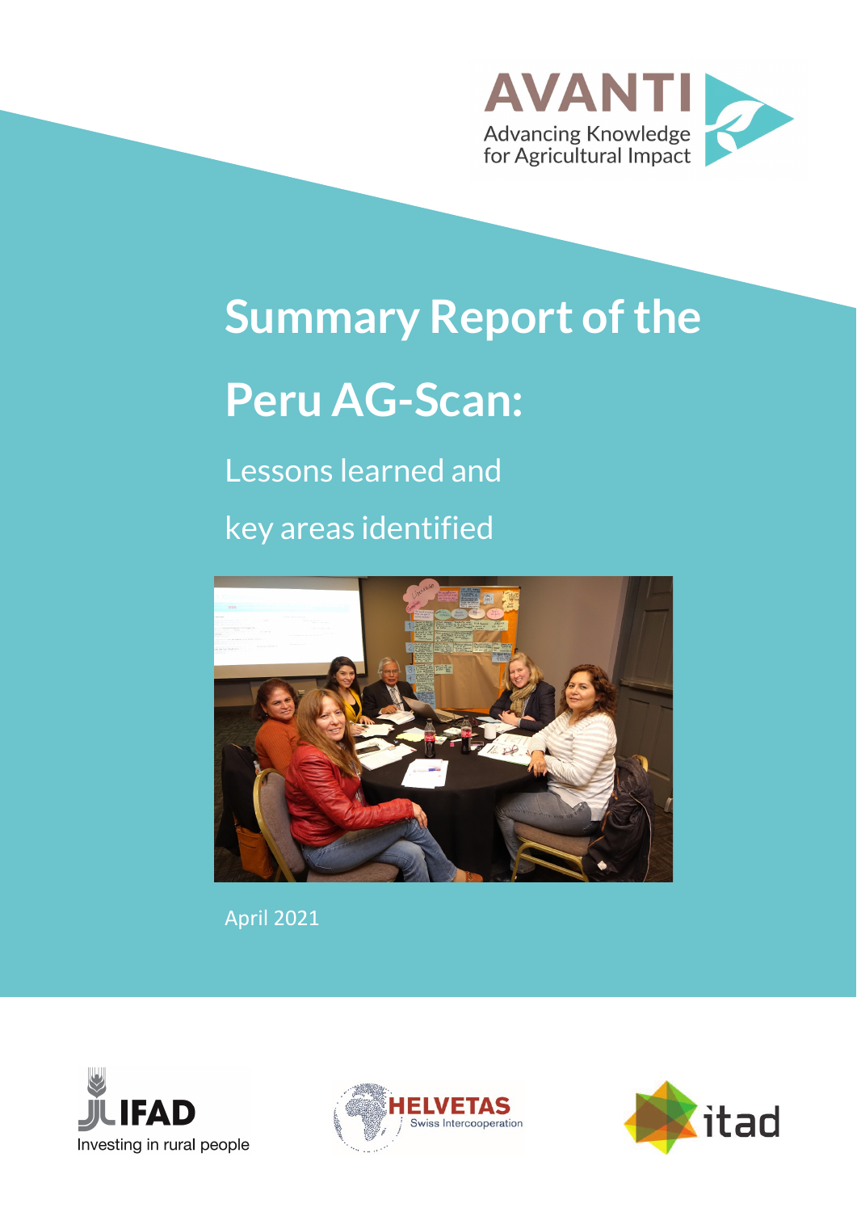AVANTI

Advancing Knowledge for Agricultural Impact

# Summary Report of the Peru AG-Scan:

## Lessons learned and key areas identified

April 2021

IFAD
Investing in rural people

HELVETAS
Swiss Intercooperation

itad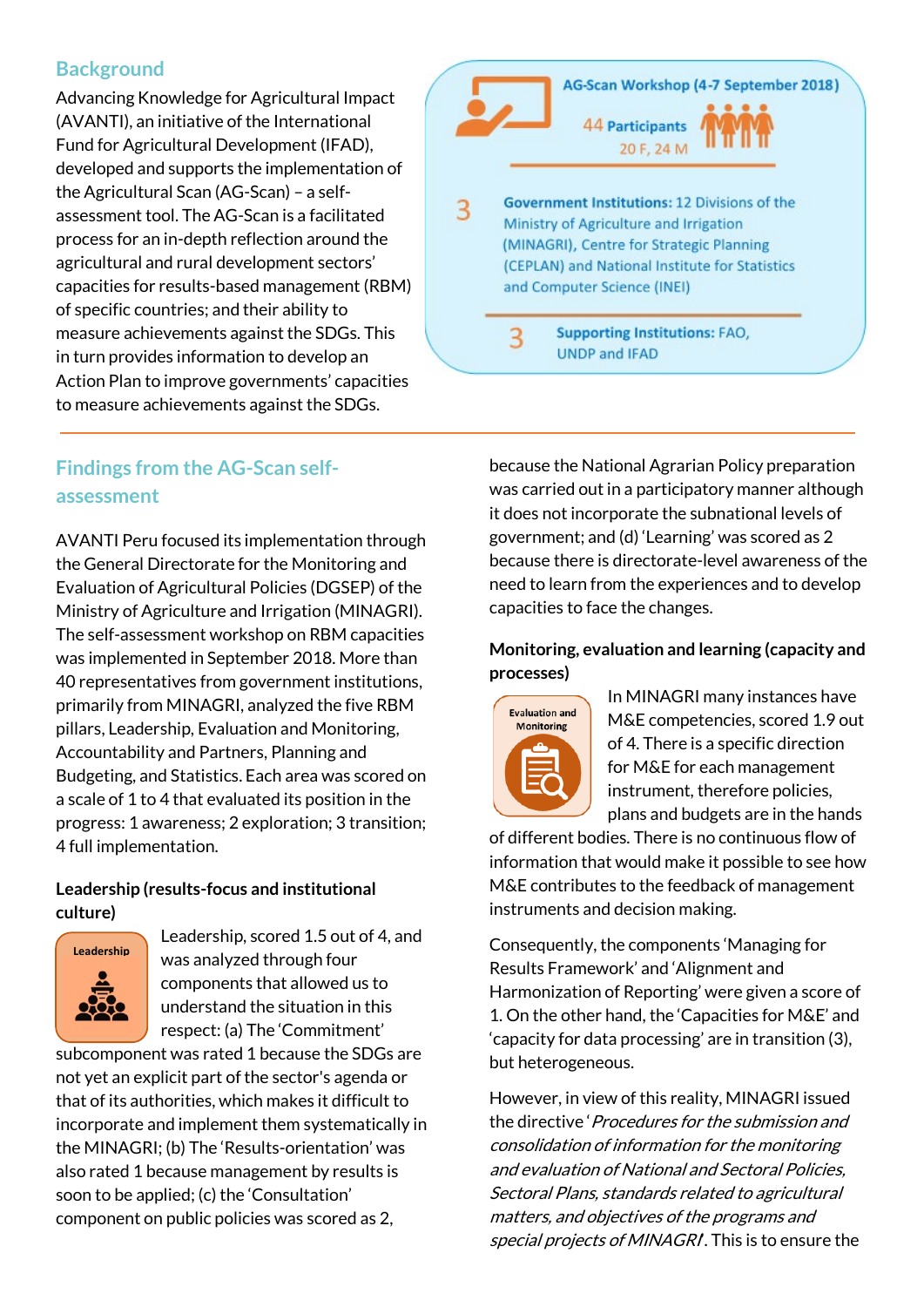## Background

Advancing Knowledge for Agricultural Impact (AVANTI), an initiative of the International Fund for Agricultural Development (IFAD), developed and supports the implementation of the Agricultural Scan (AG-Scan) – a self-assessment tool. The AG-Scan is a facilitated process for an in-depth reflection around the agricultural and rural development sectors' capacities for results-based management (RBM) of specific countries; and their ability to measure achievements against the SDGs. This in turn provides information to develop an Action Plan to improve governments' capacities to measure achievements against the SDGs.

**AG-Scan Workshop (4-7 September 2018)**

**44 Participants**
20 F, 24 M

**3 Government Institutions:** 12 Divisions of the Ministry of Agriculture and Irrigation (MINAGRI), Centre for Strategic Planning (CEPLAN) and National Institute for Statistics and Computer Science (INEI)

**3 Supporting Institutions:** FAO, UNDP and IFAD

## Findings from the AG-Scan self-assessment

AVANTI Peru focused its implementation through the General Directorate for the Monitoring and Evaluation of Agricultural Policies (DGSEP) of the Ministry of Agriculture and Irrigation (MINAGRI). The self-assessment workshop on RBM capacities was implemented in September 2018. More than 40 representatives from government institutions, primarily from MINAGRI, analyzed the five RBM pillars, Leadership, Evaluation and Monitoring, Accountability and Partners, Planning and Budgeting, and Statistics. Each area was scored on a scale of 1 to 4 that evaluated its position in the progress: 1 awareness; 2 exploration; 3 transition; 4 full implementation.

### Leadership (results-focus and institutional culture)

Leadership

Leadership, scored 1.5 out of 4, and was analyzed through four components that allowed us to understand the situation in this respect: (a) The 'Commitment' subcomponent was rated 1 because the SDGs are not yet an explicit part of the sector's agenda or that of its authorities, which makes it difficult to incorporate and implement them systematically in the MINAGRI; (b) The 'Results-orientation' was also rated 1 because management by results is soon to be applied; (c) the 'Consultation' component on public policies was scored as 2, because the National Agrarian Policy preparation was carried out in a participatory manner although it does not incorporate the subnational levels of government; and (d) 'Learning' was scored as 2 because there is directorate-level awareness of the need to learn from the experiences and to develop capacities to face the changes.

### Monitoring, evaluation and learning (capacity and processes)

Evaluation and Monitoring

In MINAGRI many instances have M&E competencies, scored 1.9 out of 4. There is a specific direction for M&E for each management instrument, therefore policies, plans and budgets are in the hands of different bodies. There is no continuous flow of information that would make it possible to see how M&E contributes to the feedback of management instruments and decision making.

Consequently, the components 'Managing for Results Framework' and 'Alignment and Harmonization of Reporting' were given a score of 1. On the other hand, the 'Capacities for M&E' and 'capacity for data processing' are in transition (3), but heterogeneous.

However, in view of this reality, MINAGRI issued the directive '*Procedures for the submission and consolidation of information for the monitoring and evaluation of National and Sectoral Policies, Sectoral Plans, standards related to agricultural matters, and objectives of the programs and special projects of MINAGRI*'. This is to ensure the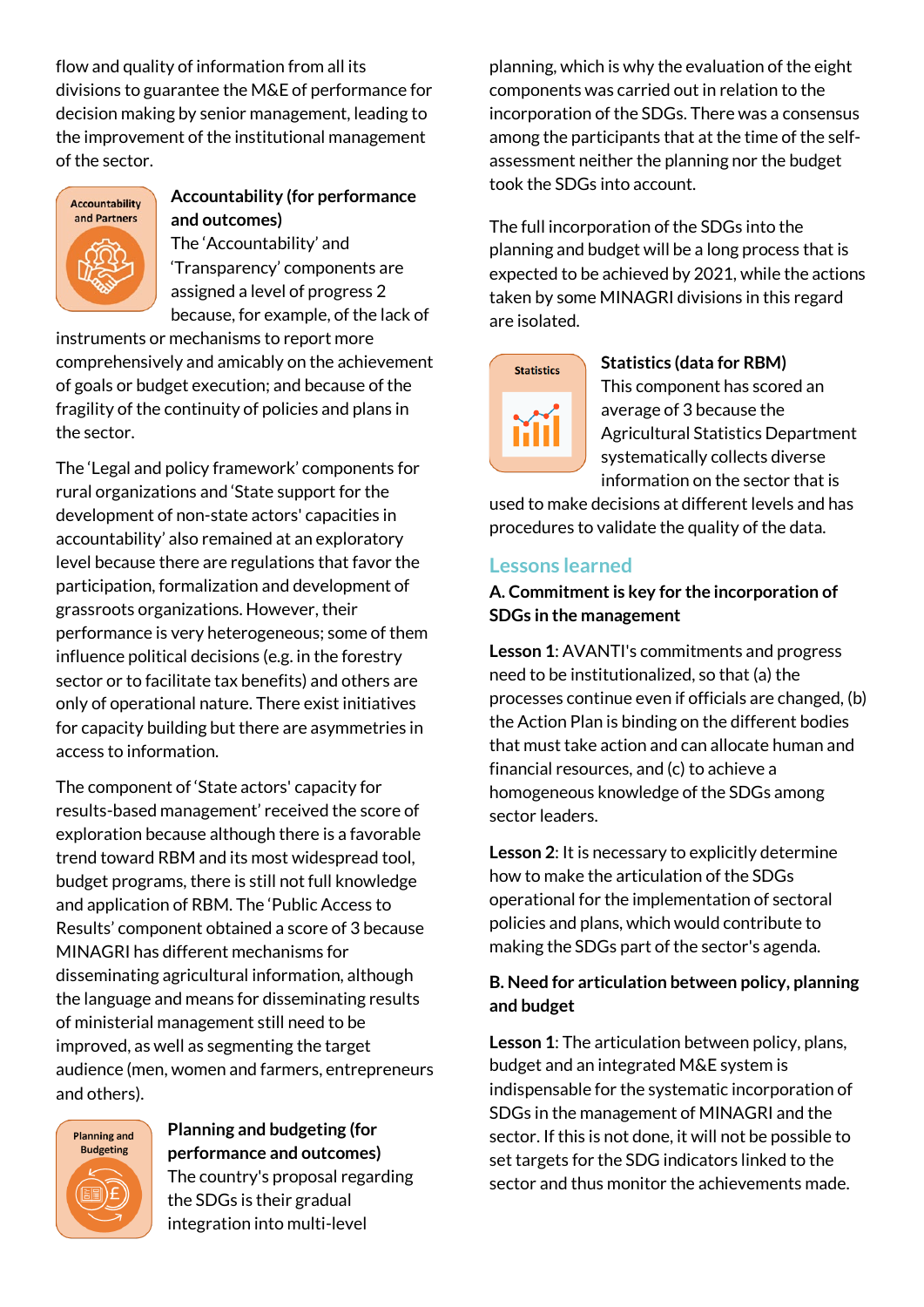flow and quality of information from all its divisions to guarantee the M&E of performance for decision making by senior management, leading to the improvement of the institutional management of the sector.

### Accountability (for performance and outcomes)

The 'Accountability' and 'Transparency' components are assigned a level of progress 2 because, for example, of the lack of instruments or mechanisms to report more comprehensively and amicably on the achievement of goals or budget execution; and because of the fragility of the continuity of policies and plans in the sector.

The 'Legal and policy framework' components for rural organizations and 'State support for the development of non-state actors' capacities in accountability' also remained at an exploratory level because there are regulations that favor the participation, formalization and development of grassroots organizations. However, their performance is very heterogeneous; some of them influence political decisions (e.g. in the forestry sector or to facilitate tax benefits) and others are only of operational nature. There exist initiatives for capacity building but there are asymmetries in access to information.

The component of 'State actors' capacity for results-based management' received the score of exploration because although there is a favorable trend toward RBM and its most widespread tool, budget programs, there is still not full knowledge and application of RBM. The 'Public Access to Results' component obtained a score of 3 because MINAGRI has different mechanisms for disseminating agricultural information, although the language and means for disseminating results of ministerial management still need to be improved, as well as segmenting the target audience (men, women and farmers, entrepreneurs and others).

### Planning and budgeting (for performance and outcomes)

The country's proposal regarding the SDGs is their gradual integration into multi-level planning, which is why the evaluation of the eight components was carried out in relation to the incorporation of the SDGs. There was a consensus among the participants that at the time of the self-assessment neither the planning nor the budget took the SDGs into account.

The full incorporation of the SDGs into the planning and budget will be a long process that is expected to be achieved by 2021, while the actions taken by some MINAGRI divisions in this regard are isolated.

### Statistics (data for RBM)

This component has scored an average of 3 because the Agricultural Statistics Department systematically collects diverse information on the sector that is used to make decisions at different levels and has procedures to validate the quality of the data.

## Lessons learned

### A. Commitment is key for the incorporation of SDGs in the management

**Lesson 1**: AVANTI's commitments and progress need to be institutionalized, so that (a) the processes continue even if officials are changed, (b) the Action Plan is binding on the different bodies that must take action and can allocate human and financial resources, and (c) to achieve a homogeneous knowledge of the SDGs among sector leaders.

**Lesson 2**: It is necessary to explicitly determine how to make the articulation of the SDGs operational for the implementation of sectoral policies and plans, which would contribute to making the SDGs part of the sector's agenda.

### B. Need for articulation between policy, planning and budget

**Lesson 1**: The articulation between policy, plans, budget and an integrated M&E system is indispensable for the systematic incorporation of SDGs in the management of MINAGRI and the sector. If this is not done, it will not be possible to set targets for the SDG indicators linked to the sector and thus monitor the achievements made.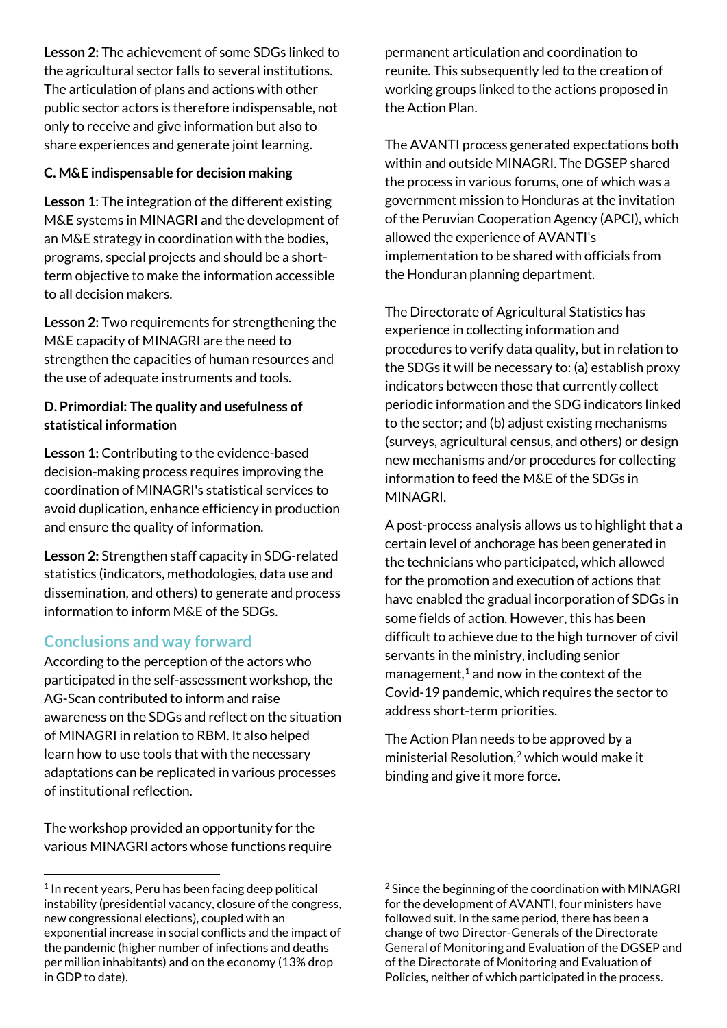**Lesson 2:** The achievement of some SDGs linked to the agricultural sector falls to several institutions. The articulation of plans and actions with other public sector actors is therefore indispensable, not only to receive and give information but also to share experiences and generate joint learning.

#### C. M&E indispensable for decision making

**Lesson 1**: The integration of the different existing M&E systems in MINAGRI and the development of an M&E strategy in coordination with the bodies, programs, special projects and should be a short-term objective to make the information accessible to all decision makers.

**Lesson 2:** Two requirements for strengthening the M&E capacity of MINAGRI are the need to strengthen the capacities of human resources and the use of adequate instruments and tools.

#### D. Primordial: The quality and usefulness of statistical information

**Lesson 1:** Contributing to the evidence-based decision-making process requires improving the coordination of MINAGRI's statistical services to avoid duplication, enhance efficiency in production and ensure the quality of information.

**Lesson 2:** Strengthen staff capacity in SDG-related statistics (indicators, methodologies, data use and dissemination, and others) to generate and process information to inform M&E of the SDGs.

## Conclusions and way forward

According to the perception of the actors who participated in the self-assessment workshop, the AG-Scan contributed to inform and raise awareness on the SDGs and reflect on the situation of MINAGRI in relation to RBM. It also helped learn how to use tools that with the necessary adaptations can be replicated in various processes of institutional reflection.

The workshop provided an opportunity for the various MINAGRI actors whose functions require permanent articulation and coordination to reunite. This subsequently led to the creation of working groups linked to the actions proposed in the Action Plan.

The AVANTI process generated expectations both within and outside MINAGRI. The DGSEP shared the process in various forums, one of which was a government mission to Honduras at the invitation of the Peruvian Cooperation Agency (APCI), which allowed the experience of AVANTI's implementation to be shared with officials from the Honduran planning department.

The Directorate of Agricultural Statistics has experience in collecting information and procedures to verify data quality, but in relation to the SDGs it will be necessary to: (a) establish proxy indicators between those that currently collect periodic information and the SDG indicators linked to the sector; and (b) adjust existing mechanisms (surveys, agricultural census, and others) or design new mechanisms and/or procedures for collecting information to feed the M&E of the SDGs in MINAGRI.

A post-process analysis allows us to highlight that a certain level of anchorage has been generated in the technicians who participated, which allowed for the promotion and execution of actions that have enabled the gradual incorporation of SDGs in some fields of action. However, this has been difficult to achieve due to the high turnover of civil servants in the ministry, including senior management,[1] and now in the context of the Covid-19 pandemic, which requires the sector to address short-term priorities.

The Action Plan needs to be approved by a ministerial Resolution,[2] which would make it binding and give it more force.

---

[1] In recent years, Peru has been facing deep political instability (presidential vacancy, closure of the congress, new congressional elections), coupled with an exponential increase in social conflicts and the impact of the pandemic (higher number of infections and deaths per million inhabitants) and on the economy (13% drop in GDP to date).

[2] Since the beginning of the coordination with MINAGRI for the development of AVANTI, four ministers have followed suit. In the same period, there has been a change of two Director-Generals of the Directorate General of Monitoring and Evaluation of the DGSEP and of the Directorate of Monitoring and Evaluation of Policies, neither of which participated in the process.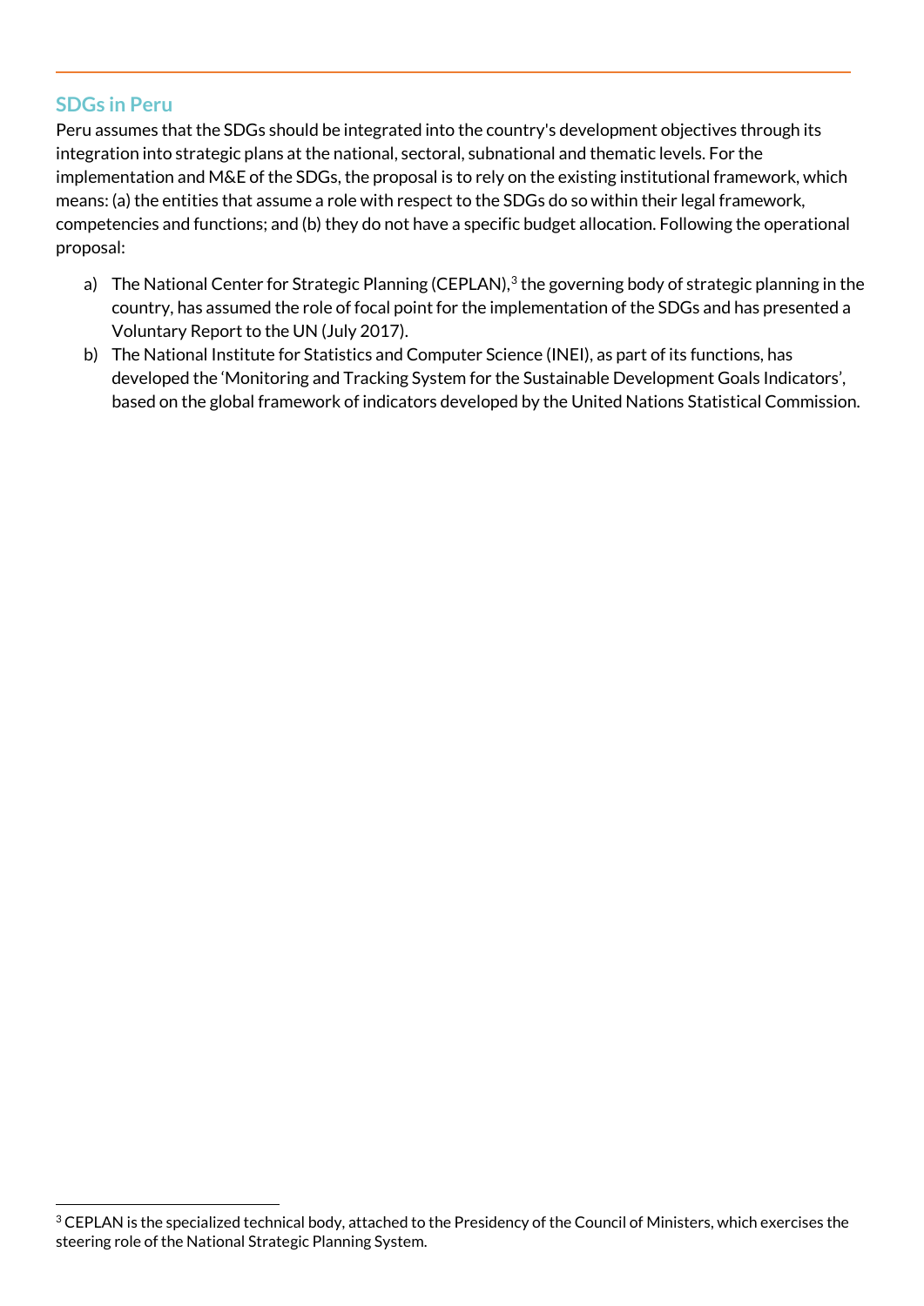## SDGs in Peru

Peru assumes that the SDGs should be integrated into the country's development objectives through its integration into strategic plans at the national, sectoral, subnational and thematic levels. For the implementation and M&E of the SDGs, the proposal is to rely on the existing institutional framework, which means: (a) the entities that assume a role with respect to the SDGs do so within their legal framework, competencies and functions; and (b) they do not have a specific budget allocation. Following the operational proposal:

a) The National Center for Strategic Planning (CEPLAN),[3] the governing body of strategic planning in the country, has assumed the role of focal point for the implementation of the SDGs and has presented a Voluntary Report to the UN (July 2017).

b) The National Institute for Statistics and Computer Science (INEI), as part of its functions, has developed the 'Monitoring and Tracking System for the Sustainable Development Goals Indicators', based on the global framework of indicators developed by the United Nations Statistical Commission.

[3] CEPLAN is the specialized technical body, attached to the Presidency of the Council of Ministers, which exercises the steering role of the National Strategic Planning System.